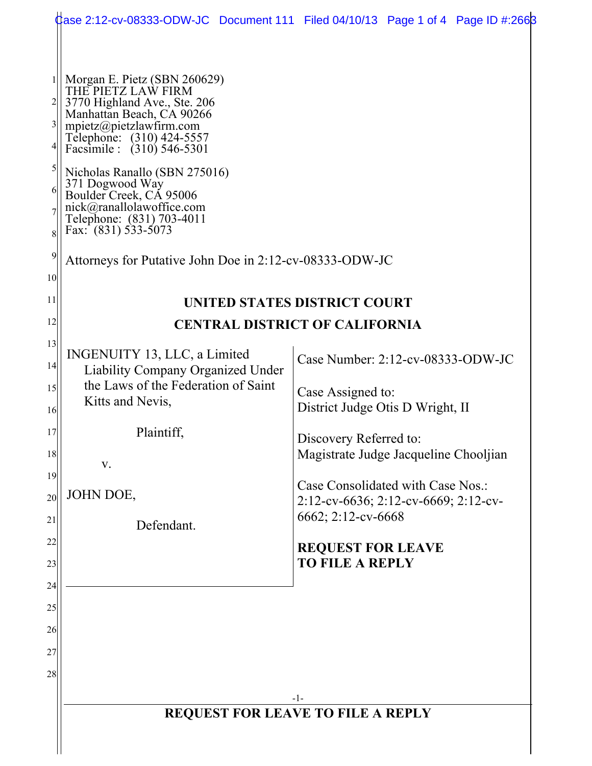Morgan E. Pietz (SBN 260629)
THE PIETZ LAW FIRM
3770 Highland Ave., Ste. 206
Manhattan Beach, CA 90266
mpietz@pietzlawfirm.com
Telephone: (310) 424-5557
Facsimile : (310) 546-5301

Nicholas Ranallo (SBN 275016)
371 Dogwood Way
Boulder Creek, CA 95006
nick@ranallolawoffice.com
Telephone: (831) 703-4011
Fax: (831) 533-5073

Attorneys for Putative John Doe in 2:12-cv-08333-ODW-JC

**UNITED STATES DISTRICT COURT**

**CENTRAL DISTRICT OF CALIFORNIA**

INGENUITY 13, LLC, a Limited Liability Company Organized Under the Laws of the Federation of Saint Kitts and Nevis,

Plaintiff,

v.

JOHN DOE,

Defendant.

Case Number: 2:12-cv-08333-ODW-JC

Case Assigned to:
District Judge Otis D Wright, II

Discovery Referred to:
Magistrate Judge Jacqueline Chooljian

Case Consolidated with Case Nos.:
2:12-cv-6636; 2:12-cv-6669; 2:12-cv-6662; 2:12-cv-6668

**REQUEST FOR LEAVE TO FILE A REPLY**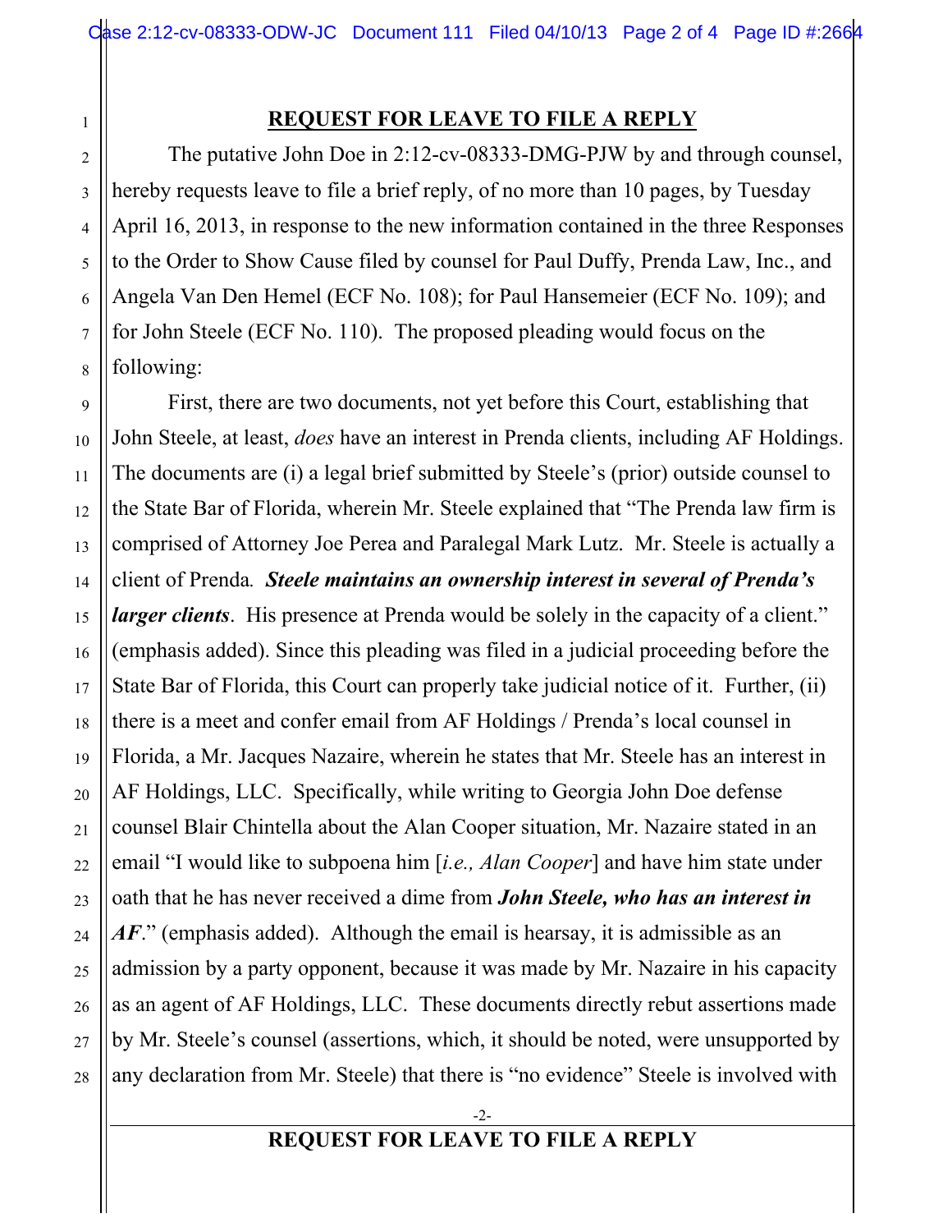## REQUEST FOR LEAVE TO FILE A REPLY

The putative John Doe in 2:12-cv-08333-DMG-PJW by and through counsel, hereby requests leave to file a brief reply, of no more than 10 pages, by Tuesday April 16, 2013, in response to the new information contained in the three Responses to the Order to Show Cause filed by counsel for Paul Duffy, Prenda Law, Inc., and Angela Van Den Hemel (ECF No. 108); for Paul Hansemeier (ECF No. 109); and for John Steele (ECF No. 110). The proposed pleading would focus on the following:

First, there are two documents, not yet before this Court, establishing that John Steele, at least, *does* have an interest in Prenda clients, including AF Holdings. The documents are (i) a legal brief submitted by Steele's (prior) outside counsel to the State Bar of Florida, wherein Mr. Steele explained that "The Prenda law firm is comprised of Attorney Joe Perea and Paralegal Mark Lutz. Mr. Steele is actually a client of Prenda. ***Steele maintains an ownership interest in several of Prenda's larger clients***. His presence at Prenda would be solely in the capacity of a client." (emphasis added). Since this pleading was filed in a judicial proceeding before the State Bar of Florida, this Court can properly take judicial notice of it. Further, (ii) there is a meet and confer email from AF Holdings / Prenda's local counsel in Florida, a Mr. Jacques Nazaire, wherein he states that Mr. Steele has an interest in AF Holdings, LLC. Specifically, while writing to Georgia John Doe defense counsel Blair Chintella about the Alan Cooper situation, Mr. Nazaire stated in an email "I would like to subpoena him [*i.e., Alan Cooper*] and have him state under oath that he has never received a dime from ***John Steele, who has an interest in AF***." (emphasis added). Although the email is hearsay, it is admissible as an admission by a party opponent, because it was made by Mr. Nazaire in his capacity as an agent of AF Holdings, LLC. These documents directly rebut assertions made by Mr. Steele's counsel (assertions, which, it should be noted, were unsupported by any declaration from Mr. Steele) that there is "no evidence" Steele is involved with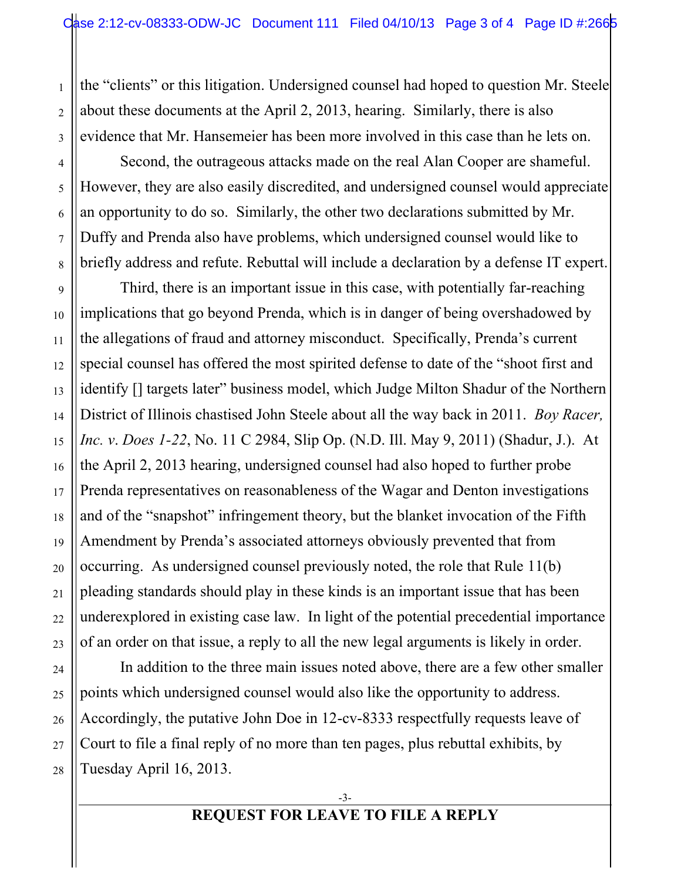the "clients" or this litigation. Undersigned counsel had hoped to question Mr. Steele about these documents at the April 2, 2013, hearing. Similarly, there is also evidence that Mr. Hansemeier has been more involved in this case than he lets on.

Second, the outrageous attacks made on the real Alan Cooper are shameful. However, they are also easily discredited, and undersigned counsel would appreciate an opportunity to do so. Similarly, the other two declarations submitted by Mr. Duffy and Prenda also have problems, which undersigned counsel would like to briefly address and refute. Rebuttal will include a declaration by a defense IT expert.

Third, there is an important issue in this case, with potentially far-reaching implications that go beyond Prenda, which is in danger of being overshadowed by the allegations of fraud and attorney misconduct. Specifically, Prenda's current special counsel has offered the most spirited defense to date of the "shoot first and identify [] targets later" business model, which Judge Milton Shadur of the Northern District of Illinois chastised John Steele about all the way back in 2011. *Boy Racer, Inc. v. Does 1-22*, No. 11 C 2984, Slip Op. (N.D. Ill. May 9, 2011) (Shadur, J.). At the April 2, 2013 hearing, undersigned counsel had also hoped to further probe Prenda representatives on reasonableness of the Wagar and Denton investigations and of the "snapshot" infringement theory, but the blanket invocation of the Fifth Amendment by Prenda's associated attorneys obviously prevented that from occurring. As undersigned counsel previously noted, the role that Rule 11(b) pleading standards should play in these kinds is an important issue that has been underexplored in existing case law. In light of the potential precedential importance of an order on that issue, a reply to all the new legal arguments is likely in order.

In addition to the three main issues noted above, there are a few other smaller points which undersigned counsel would also like the opportunity to address. Accordingly, the putative John Doe in 12-cv-8333 respectfully requests leave of Court to file a final reply of no more than ten pages, plus rebuttal exhibits, by Tuesday April 16, 2013.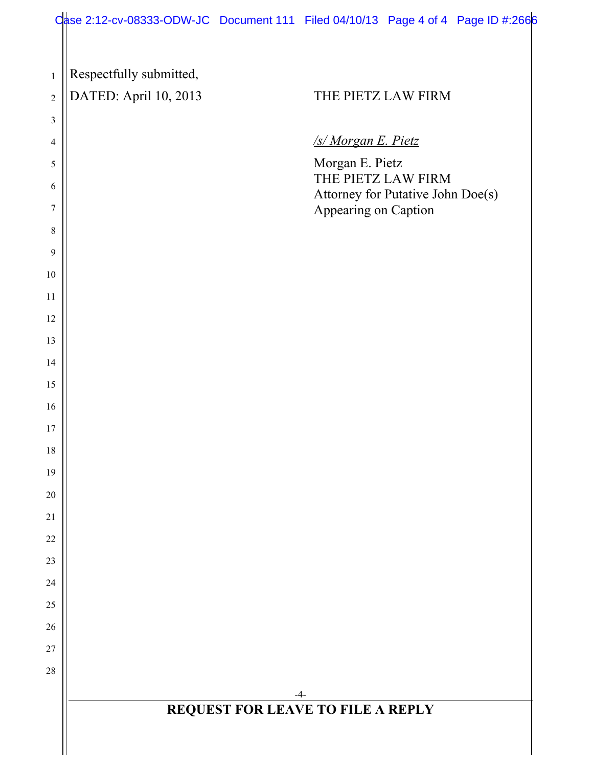Respectfully submitted,

DATED: April 10, 2013

THE PIETZ LAW FIRM

*/s/ Morgan E. Pietz*

Morgan E. Pietz
THE PIETZ LAW FIRM
Attorney for Putative John Doe(s)
Appearing on Caption